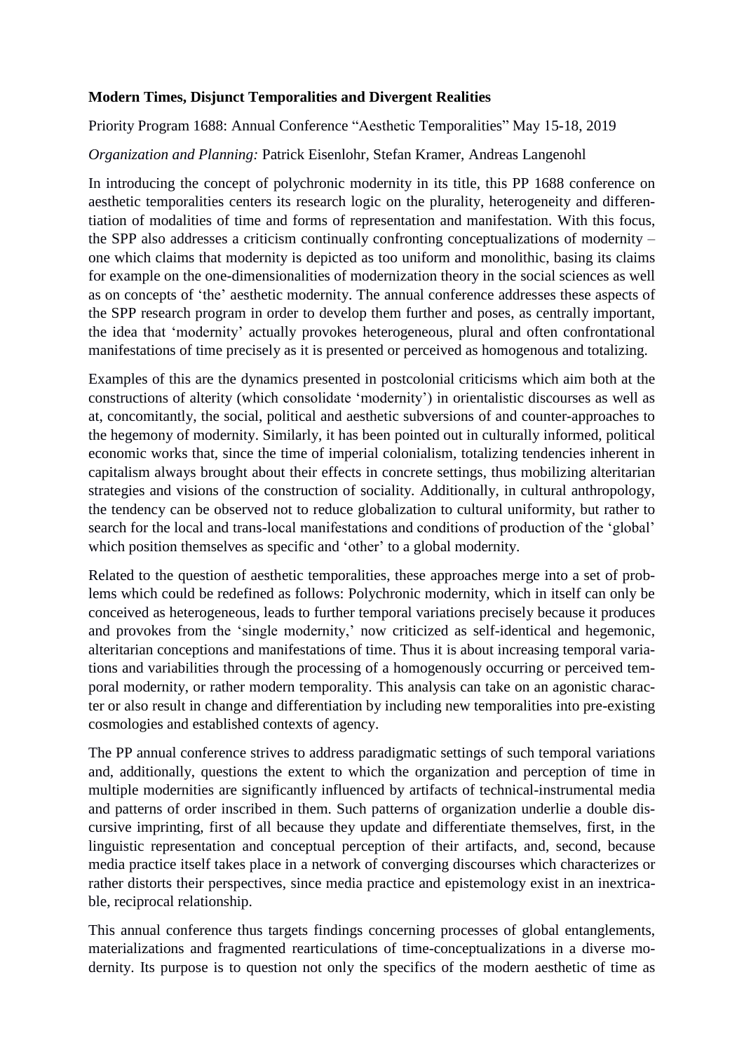**Modern Times, Disjunct Temporalities and Divergent Realities**

Priority Program 1688: Annual Conference "Aesthetic Temporalities" May 15-18, 2019

*Organization and Planning:* Patrick Eisenlohr, Stefan Kramer, Andreas Langenohl

In introducing the concept of polychronic modernity in its title, this PP 1688 conference on aesthetic temporalities centers its research logic on the plurality, heterogeneity and differentiation of modalities of time and forms of representation and manifestation. With this focus, the SPP also addresses a criticism continually confronting conceptualizations of modernity – one which claims that modernity is depicted as too uniform and monolithic, basing its claims for example on the one-dimensionalities of modernization theory in the social sciences as well as on concepts of 'the' aesthetic modernity. The annual conference addresses these aspects of the SPP research program in order to develop them further and poses, as centrally important, the idea that 'modernity' actually provokes heterogeneous, plural and often confrontational manifestations of time precisely as it is presented or perceived as homogenous and totalizing.

Examples of this are the dynamics presented in postcolonial criticisms which aim both at the constructions of alterity (which consolidate 'modernity') in orientalistic discourses as well as at, concomitantly, the social, political and aesthetic subversions of and counter-approaches to the hegemony of modernity. Similarly, it has been pointed out in culturally informed, political economic works that, since the time of imperial colonialism, totalizing tendencies inherent in capitalism always brought about their effects in concrete settings, thus mobilizing alteritarian strategies and visions of the construction of sociality. Additionally, in cultural anthropology, the tendency can be observed not to reduce globalization to cultural uniformity, but rather to search for the local and trans-local manifestations and conditions of production of the 'global' which position themselves as specific and 'other' to a global modernity.

Related to the question of aesthetic temporalities, these approaches merge into a set of problems which could be redefined as follows: Polychronic modernity, which in itself can only be conceived as heterogeneous, leads to further temporal variations precisely because it produces and provokes from the 'single modernity,' now criticized as self-identical and hegemonic, alteritarian conceptions and manifestations of time. Thus it is about increasing temporal variations and variabilities through the processing of a homogenously occurring or perceived temporal modernity, or rather modern temporality. This analysis can take on an agonistic character or also result in change and differentiation by including new temporalities into pre-existing cosmologies and established contexts of agency.

The PP annual conference strives to address paradigmatic settings of such temporal variations and, additionally, questions the extent to which the organization and perception of time in multiple modernities are significantly influenced by artifacts of technical-instrumental media and patterns of order inscribed in them. Such patterns of organization underlie a double discursive imprinting, first of all because they update and differentiate themselves, first, in the linguistic representation and conceptual perception of their artifacts, and, second, because media practice itself takes place in a network of converging discourses which characterizes or rather distorts their perspectives, since media practice and epistemology exist in an inextricable, reciprocal relationship.

This annual conference thus targets findings concerning processes of global entanglements, materializations and fragmented rearticulations of time-conceptualizations in a diverse modernity. Its purpose is to question not only the specifics of the modern aesthetic of time as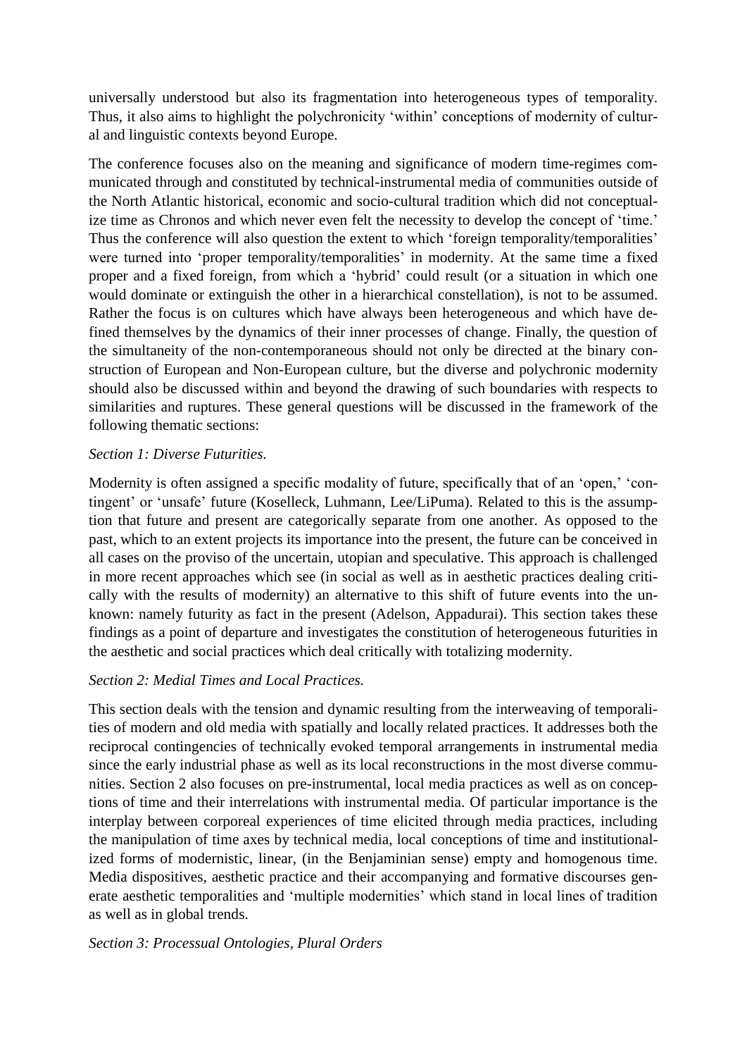universally understood but also its fragmentation into heterogeneous types of temporality. Thus, it also aims to highlight the polychronicity 'within' conceptions of modernity of cultural and linguistic contexts beyond Europe.

The conference focuses also on the meaning and significance of modern time-regimes communicated through and constituted by technical-instrumental media of communities outside of the North Atlantic historical, economic and socio-cultural tradition which did not conceptualize time as Chronos and which never even felt the necessity to develop the concept of 'time.' Thus the conference will also question the extent to which 'foreign temporality/temporalities' were turned into 'proper temporality/temporalities' in modernity. At the same time a fixed proper and a fixed foreign, from which a 'hybrid' could result (or a situation in which one would dominate or extinguish the other in a hierarchical constellation), is not to be assumed. Rather the focus is on cultures which have always been heterogeneous and which have defined themselves by the dynamics of their inner processes of change. Finally, the question of the simultaneity of the non-contemporaneous should not only be directed at the binary construction of European and Non-European culture, but the diverse and polychronic modernity should also be discussed within and beyond the drawing of such boundaries with respects to similarities and ruptures. These general questions will be discussed in the framework of the following thematic sections:

*Section 1: Diverse Futurities.*

Modernity is often assigned a specific modality of future, specifically that of an 'open,' 'contingent' or 'unsafe' future (Koselleck, Luhmann, Lee/LiPuma). Related to this is the assumption that future and present are categorically separate from one another. As opposed to the past, which to an extent projects its importance into the present, the future can be conceived in all cases on the proviso of the uncertain, utopian and speculative. This approach is challenged in more recent approaches which see (in social as well as in aesthetic practices dealing critically with the results of modernity) an alternative to this shift of future events into the unknown: namely futurity as fact in the present (Adelson, Appadurai). This section takes these findings as a point of departure and investigates the constitution of heterogeneous futurities in the aesthetic and social practices which deal critically with totalizing modernity.

*Section 2: Medial Times and Local Practices.*

This section deals with the tension and dynamic resulting from the interweaving of temporalities of modern and old media with spatially and locally related practices. It addresses both the reciprocal contingencies of technically evoked temporal arrangements in instrumental media since the early industrial phase as well as its local reconstructions in the most diverse communities. Section 2 also focuses on pre-instrumental, local media practices as well as on conceptions of time and their interrelations with instrumental media. Of particular importance is the interplay between corporeal experiences of time elicited through media practices, including the manipulation of time axes by technical media, local conceptions of time and institutionalized forms of modernistic, linear, (in the Benjaminian sense) empty and homogenous time. Media dispositives, aesthetic practice and their accompanying and formative discourses generate aesthetic temporalities and 'multiple modernities' which stand in local lines of tradition as well as in global trends.

*Section 3: Processual Ontologies, Plural Orders*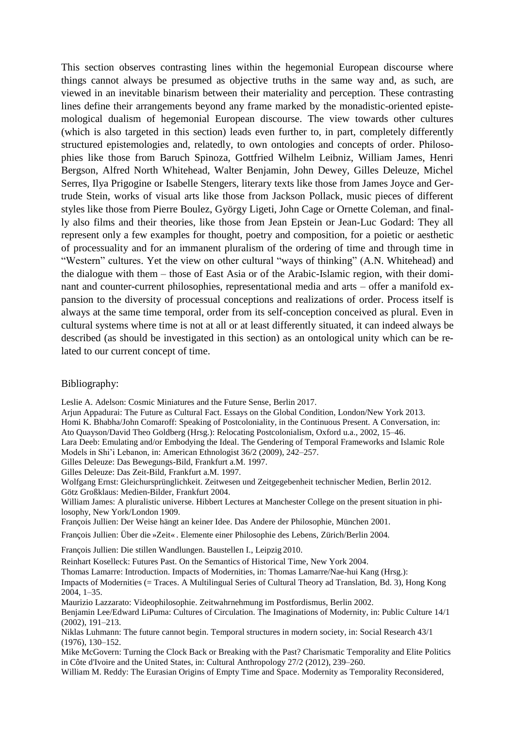This section observes contrasting lines within the hegemonial European discourse where things cannot always be presumed as objective truths in the same way and, as such, are viewed in an inevitable binarism between their materiality and perception. These contrasting lines define their arrangements beyond any frame marked by the monadistic-oriented epistemological dualism of hegemonial European discourse. The view towards other cultures (which is also targeted in this section) leads even further to, in part, completely differently structured epistemologies and, relatedly, to own ontologies and concepts of order. Philosophies like those from Baruch Spinoza, Gottfried Wilhelm Leibniz, William James, Henri Bergson, Alfred North Whitehead, Walter Benjamin, John Dewey, Gilles Deleuze, Michel Serres, Ilya Prigogine or Isabelle Stengers, literary texts like those from James Joyce and Gertrude Stein, works of visual arts like those from Jackson Pollack, music pieces of different styles like those from Pierre Boulez, György Ligeti, John Cage or Ornette Coleman, and finally also films and their theories, like those from Jean Epstein or Jean-Luc Godard: They all represent only a few examples for thought, poetry and composition, for a poietic or aesthetic of processuality and for an immanent pluralism of the ordering of time and through time in "Western" cultures. Yet the view on other cultural "ways of thinking" (A.N. Whitehead) and the dialogue with them – those of East Asia or of the Arabic-Islamic region, with their dominant and counter-current philosophies, representational media and arts – offer a manifold expansion to the diversity of processual conceptions and realizations of order. Process itself is always at the same time temporal, order from its self-conception conceived as plural. Even in cultural systems where time is not at all or at least differently situated, it can indeed always be described (as should be investigated in this section) as an ontological unity which can be related to our current concept of time.

Bibliography:

Leslie A. Adelson: Cosmic Miniatures and the Future Sense, Berlin 2017.

Arjun Appadurai: The Future as Cultural Fact. Essays on the Global Condition, London/New York 2013.

Homi K. Bhabha/John Comaroff: Speaking of Postcoloniality, in the Continuous Present. A Conversation, in: Ato Quayson/David Theo Goldberg (Hrsg.): Relocating Postcolonialism, Oxford u.a., 2002, 15–46.

Lara Deeb: Emulating and/or Embodying the Ideal. The Gendering of Temporal Frameworks and Islamic Role Models in Shi'i Lebanon, in: American Ethnologist 36/2 (2009), 242–257.

Gilles Deleuze: Das Bewegungs-Bild, Frankfurt a.M. 1997.

Gilles Deleuze: Das Zeit-Bild, Frankfurt a.M. 1997.

Wolfgang Ernst: Gleichursprünglichkeit. Zeitwesen und Zeitgegebenheit technischer Medien, Berlin 2012.

Götz Großklaus: Medien-Bilder, Frankfurt 2004.

William James: A pluralistic universe. Hibbert Lectures at Manchester College on the present situation in philosophy, New York/London 1909.

François Jullien: Der Weise hängt an keiner Idee. Das Andere der Philosophie, München 2001.

François Jullien: Über die »Zeit«. Elemente einer Philosophie des Lebens, Zürich/Berlin 2004.

François Jullien: Die stillen Wandlungen. Baustellen I., Leipzig 2010.

Reinhart Koselleck: Futures Past. On the Semantics of Historical Time, New York 2004.

Thomas Lamarre: Introduction. Impacts of Modernities, in: Thomas Lamarre/Nae-hui Kang (Hrsg.): Impacts of Modernities (= Traces. A Multilingual Series of Cultural Theory ad Translation, Bd. 3), Hong Kong 2004, 1–35.

Maurizio Lazzarato: Videophilosophie. Zeitwahrnehmung im Postfordismus, Berlin 2002.

Benjamin Lee/Edward LiPuma: Cultures of Circulation. The Imaginations of Modernity, in: Public Culture 14/1 (2002), 191–213.

Niklas Luhmann: The future cannot begin. Temporal structures in modern society, in: Social Research 43/1 (1976), 130–152.

Mike McGovern: Turning the Clock Back or Breaking with the Past? Charismatic Temporality and Elite Politics in Côte d'Ivoire and the United States, in: Cultural Anthropology 27/2 (2012), 239–260.

William M. Reddy: The Eurasian Origins of Empty Time and Space. Modernity as Temporality Reconsidered,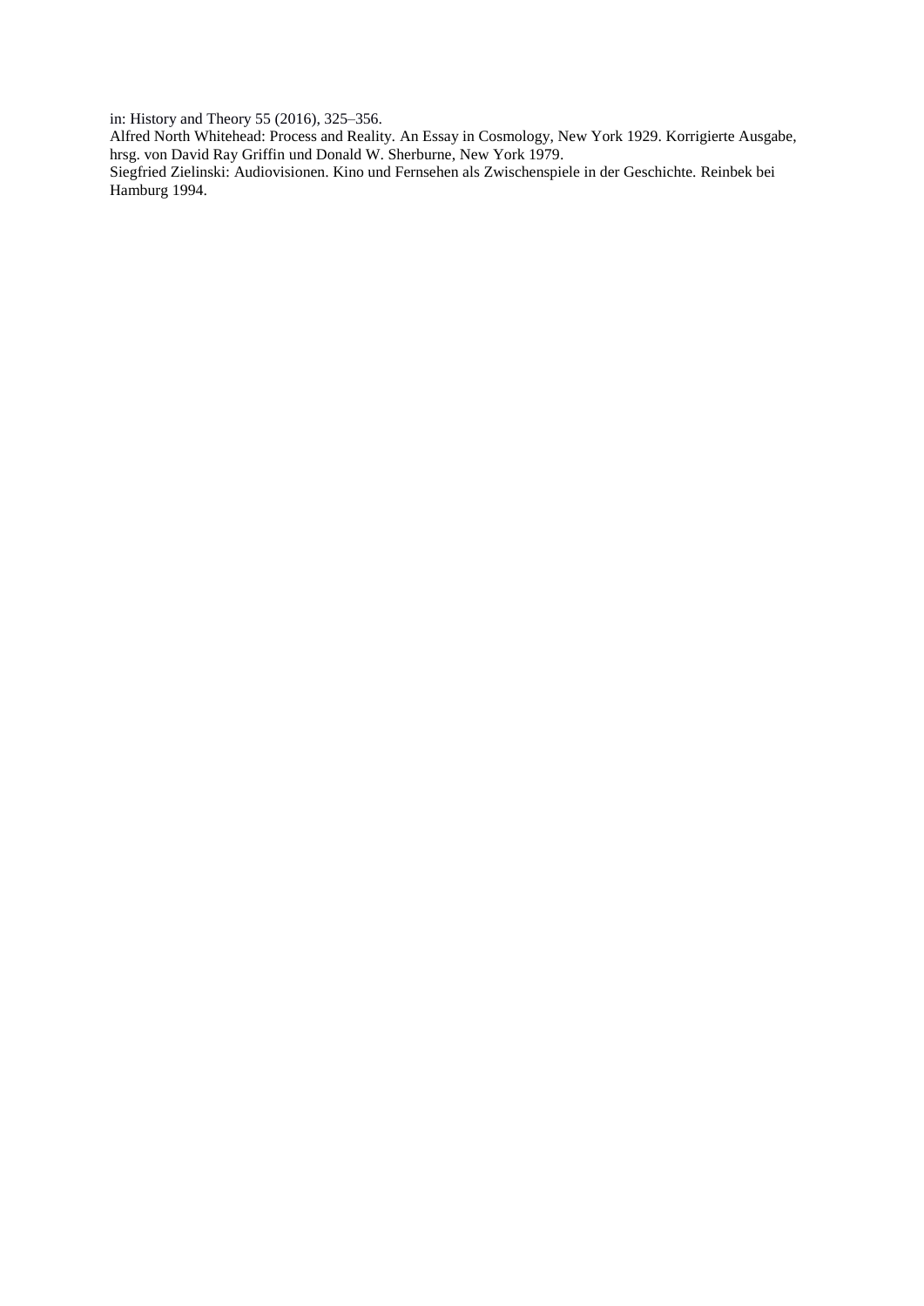in: History and Theory 55 (2016), 325–356.

Alfred North Whitehead: Process and Reality. An Essay in Cosmology, New York 1929. Korrigierte Ausgabe, hrsg. von David Ray Griffin und Donald W. Sherburne, New York 1979.

Siegfried Zielinski: Audiovisionen. Kino und Fernsehen als Zwischenspiele in der Geschichte. Reinbek bei Hamburg 1994.